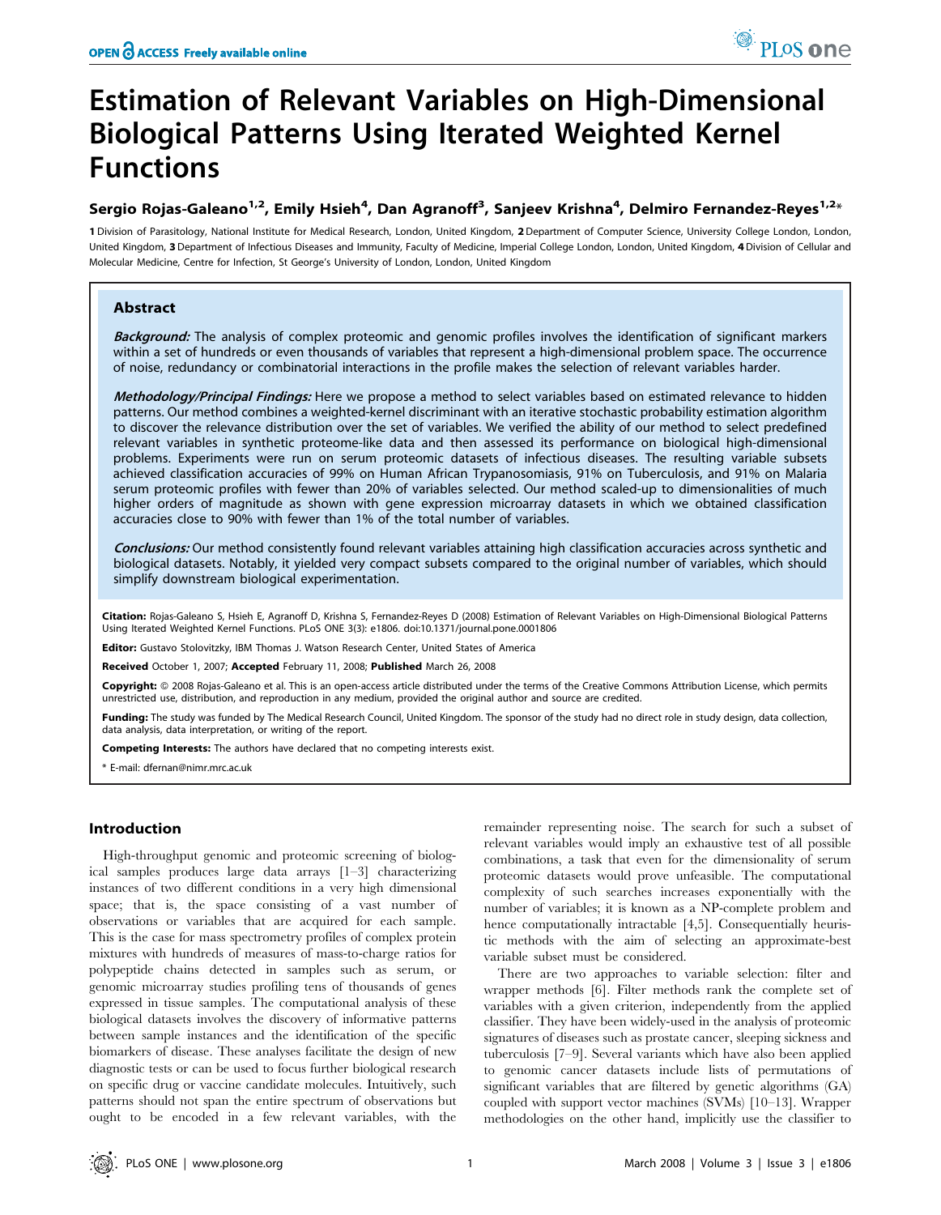# Estimation of Relevant Variables on High-Dimensional Biological Patterns Using Iterated Weighted Kernel Functions

**Sergio Rojas-Galeano[1,2], Emily Hsieh[4], Dan Agranoff[3], Sanjeev Krishna[4], Delmiro Fernandez-Reyes[1,2]***

1 Division of Parasitology, National Institute for Medical Research, London, United Kingdom, 2 Department of Computer Science, University College London, London, United Kingdom, 3 Department of Infectious Diseases and Immunity, Faculty of Medicine, Imperial College London, London, United Kingdom, 4 Division of Cellular and Molecular Medicine, Centre for Infection, St George's University of London, London, United Kingdom

## Abstract

***Background:*** The analysis of complex proteomic and genomic profiles involves the identification of significant markers within a set of hundreds or even thousands of variables that represent a high-dimensional problem space. The occurrence of noise, redundancy or combinatorial interactions in the profile makes the selection of relevant variables harder.

***Methodology/Principal Findings:*** Here we propose a method to select variables based on estimated relevance to hidden patterns. Our method combines a weighted-kernel discriminant with an iterative stochastic probability estimation algorithm to discover the relevance distribution over the set of variables. We verified the ability of our method to select predefined relevant variables in synthetic proteome-like data and then assessed its performance on biological high-dimensional problems. Experiments were run on serum proteomic datasets of infectious diseases. The resulting variable subsets achieved classification accuracies of 99% on Human African Trypanosomiasis, 91% on Tuberculosis, and 91% on Malaria serum proteomic profiles with fewer than 20% of variables selected. Our method scaled-up to dimensionalities of much higher orders of magnitude as shown with gene expression microarray datasets in which we obtained classification accuracies close to 90% with fewer than 1% of the total number of variables.

***Conclusions:*** Our method consistently found relevant variables attaining high classification accuracies across synthetic and biological datasets. Notably, it yielded very compact subsets compared to the original number of variables, which should simplify downstream biological experimentation.

**Citation:** Rojas-Galeano S, Hsieh E, Agranoff D, Krishna S, Fernandez-Reyes D (2008) Estimation of Relevant Variables on High-Dimensional Biological Patterns Using Iterated Weighted Kernel Functions. PLoS ONE 3(3): e1806. doi:10.1371/journal.pone.0001806

**Editor:** Gustavo Stolovitzky, IBM Thomas J. Watson Research Center, United States of America

**Received** October 1, 2007; **Accepted** February 11, 2008; **Published** March 26, 2008

**Copyright:** © 2008 Rojas-Galeano et al. This is an open-access article distributed under the terms of the Creative Commons Attribution License, which permits unrestricted use, distribution, and reproduction in any medium, provided the original author and source are credited.

**Funding:** The study was funded by The Medical Research Council, United Kingdom. The sponsor of the study had no direct role in study design, data collection, data analysis, data interpretation, or writing of the report.

**Competing Interests:** The authors have declared that no competing interests exist.

* E-mail: dfernan@nimr.mrc.ac.uk

## Introduction

High-throughput genomic and proteomic screening of biological samples produces large data arrays [1–3] characterizing instances of two different conditions in a very high dimensional space; that is, the space consisting of a vast number of observations or variables that are acquired for each sample. This is the case for mass spectrometry profiles of complex protein mixtures with hundreds of measures of mass-to-charge ratios for polypeptide chains detected in samples such as serum, or genomic microarray studies profiling tens of thousands of genes expressed in tissue samples. The computational analysis of these biological datasets involves the discovery of informative patterns between sample instances and the identification of the specific biomarkers of disease. These analyses facilitate the design of new diagnostic tests or can be used to focus further biological research on specific drug or vaccine candidate molecules. Intuitively, such patterns should not span the entire spectrum of observations but ought to be encoded in a few relevant variables, with the remainder representing noise. The search for such a subset of relevant variables would imply an exhaustive test of all possible combinations, a task that even for the dimensionality of serum proteomic datasets would prove unfeasible. The computational complexity of such searches increases exponentially with the number of variables; it is known as a NP-complete problem and hence computationally intractable [4,5]. Consequentially heuristic methods with the aim of selecting an approximate-best variable subset must be considered.

There are two approaches to variable selection: filter and wrapper methods [6]. Filter methods rank the complete set of variables with a given criterion, independently from the applied classifier. They have been widely-used in the analysis of proteomic signatures of diseases such as prostate cancer, sleeping sickness and tuberculosis [7–9]. Several variants which have also been applied to genomic cancer datasets include lists of permutations of significant variables that are filtered by genetic algorithms (GA) coupled with support vector machines (SVMs) [10–13]. Wrapper methodologies on the other hand, implicitly use the classifier to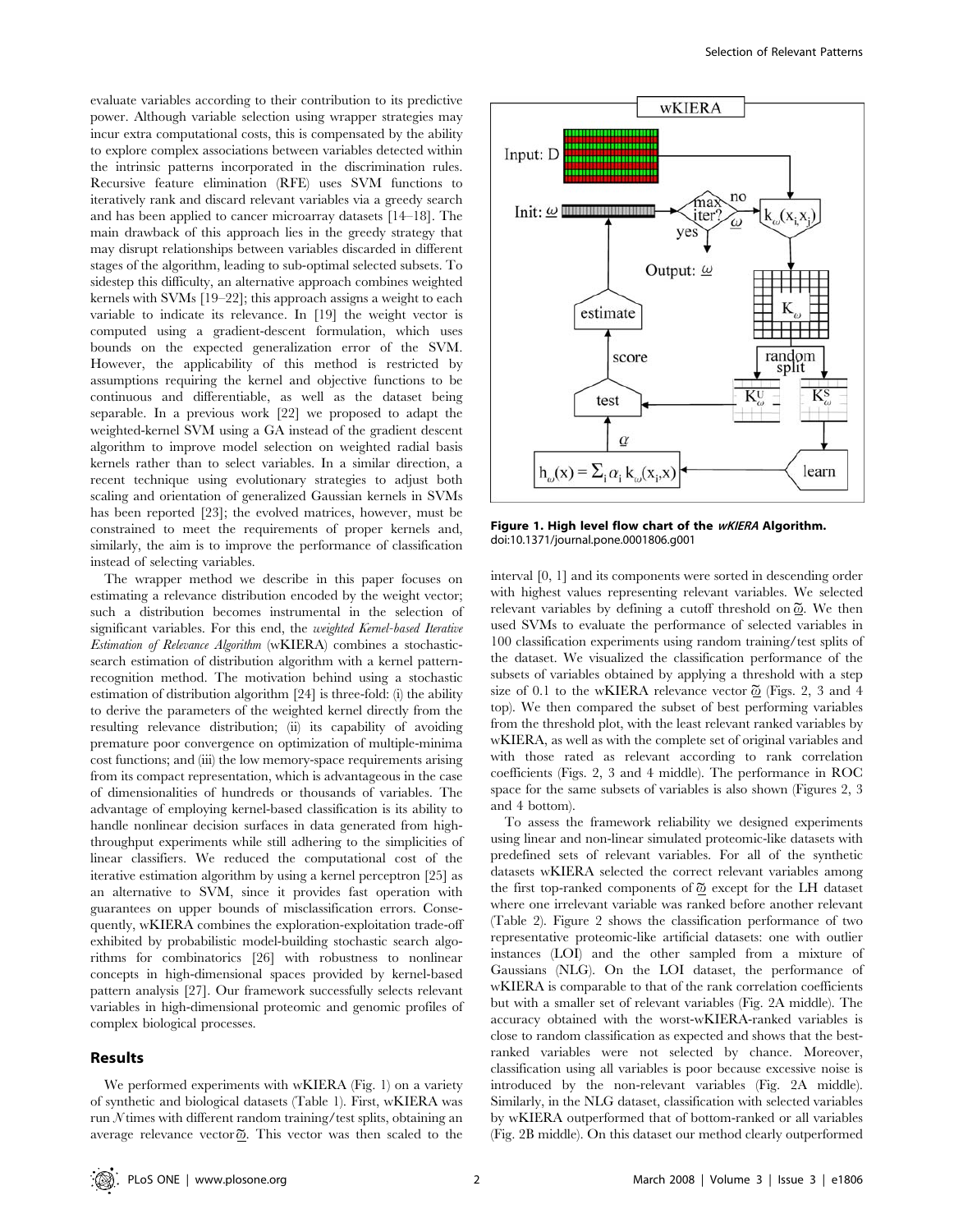evaluate variables according to their contribution to its predictive power. Although variable selection using wrapper strategies may incur extra computational costs, this is compensated by the ability to explore complex associations between variables detected within the intrinsic patterns incorporated in the discrimination rules. Recursive feature elimination (RFE) uses SVM functions to iteratively rank and discard relevant variables via a greedy search and has been applied to cancer microarray datasets [14–18]. The main drawback of this approach lies in the greedy strategy that may disrupt relationships between variables discarded in different stages of the algorithm, leading to sub-optimal selected subsets. To sidestep this difficulty, an alternative approach combines weighted kernels with SVMs [19–22]; this approach assigns a weight to each variable to indicate its relevance. In [19] the weight vector is computed using a gradient-descent formulation, which uses bounds on the expected generalization error of the SVM. However, the applicability of this method is restricted by assumptions requiring the kernel and objective functions to be continuous and differentiable, as well as the dataset being separable. In a previous work [22] we proposed to adapt the weighted-kernel SVM using a GA instead of the gradient descent algorithm to improve model selection on weighted radial basis kernels rather than to select variables. In a similar direction, a recent technique using evolutionary strategies to adjust both scaling and orientation of generalized Gaussian kernels in SVMs has been reported [23]; the evolved matrices, however, must be constrained to meet the requirements of proper kernels and, similarly, the aim is to improve the performance of classification instead of selecting variables.

The wrapper method we describe in this paper focuses on estimating a relevance distribution encoded by the weight vector; such a distribution becomes instrumental in the selection of significant variables. For this end, the *weighted Kernel-based Iterative Estimation of Relevance Algorithm* (wKIERA) combines a stochastic-search estimation of distribution algorithm with a kernel pattern-recognition method. The motivation behind using a stochastic estimation of distribution algorithm [24] is three-fold: (i) the ability to derive the parameters of the weighted kernel directly from the resulting relevance distribution; (ii) its capability of avoiding premature poor convergence on optimization of multiple-minima cost functions; and (iii) the low memory-space requirements arising from its compact representation, which is advantageous in the case of dimensionalities of hundreds or thousands of variables. The advantage of employing kernel-based classification is its ability to handle nonlinear decision surfaces in data generated from high-throughput experiments while still adhering to the simplicities of linear classifiers. We reduced the computational cost of the iterative estimation algorithm by using a kernel perceptron [25] as an alternative to SVM, since it provides fast operation with guarantees on upper bounds of misclassification errors. Consequently, wKIERA combines the exploration-exploitation trade-off exhibited by probabilistic model-building stochastic search algorithms for combinatorics [26] with robustness to nonlinear concepts in high-dimensional spaces provided by kernel-based pattern analysis [27]. Our framework successfully selects relevant variables in high-dimensional proteomic and genomic profiles of complex biological processes.

## Results

We performed experiments with wKIERA (Fig. 1) on a variety of synthetic and biological datasets (Table 1). First, wKIERA was run $N$ times with different random training/test splits, obtaining an average relevance vector $\tilde{\underline{\omega}}$. This vector was then scaled to the interval [0, 1] and its components were sorted in descending order with highest values representing relevant variables. We selected relevant variables by defining a cutoff threshold on $\tilde{\underline{\omega}}$. We then used SVMs to evaluate the performance of selected variables in 100 classification experiments using random training/test splits of the dataset. We visualized the classification performance of the subsets of variables obtained by applying a threshold with a step size of 0.1 to the wKIERA relevance vector $\tilde{\underline{\omega}}$ (Figs. 2, 3 and 4 top). We then compared the subset of best performing variables from the threshold plot, with the least relevant ranked variables by wKIERA, as well as with the complete set of original variables and with those rated as relevant according to rank correlation coefficients (Figs. 2, 3 and 4 middle). The performance in ROC space for the same subsets of variables is also shown (Figures 2, 3 and 4 bottom).

**Figure 1. High level flow chart of the *wKIERA* Algorithm.**
doi:10.1371/journal.pone.0001806.g001

To assess the framework reliability we designed experiments using linear and non-linear simulated proteomic-like datasets with predefined sets of relevant variables. For all of the synthetic datasets wKIERA selected the correct relevant variables among the first top-ranked components of $\tilde{\underline{\omega}}$ except for the LH dataset where one irrelevant variable was ranked before another relevant (Table 2). Figure 2 shows the classification performance of two representative proteomic-like artificial datasets: one with outlier instances (LOI) and the other sampled from a mixture of Gaussians (NLG). On the LOI dataset, the performance of wKIERA is comparable to that of the rank correlation coefficients but with a smaller set of relevant variables (Fig. 2A middle). The accuracy obtained with the worst-wKIERA-ranked variables is close to random classification as expected and shows that the best-ranked variables were not selected by chance. Moreover, classification using all variables is poor because excessive noise is introduced by the non-relevant variables (Fig. 2A middle). Similarly, in the NLG dataset, classification with selected variables by wKIERA outperformed that of bottom-ranked or all variables (Fig. 2B middle). On this dataset our method clearly outperformed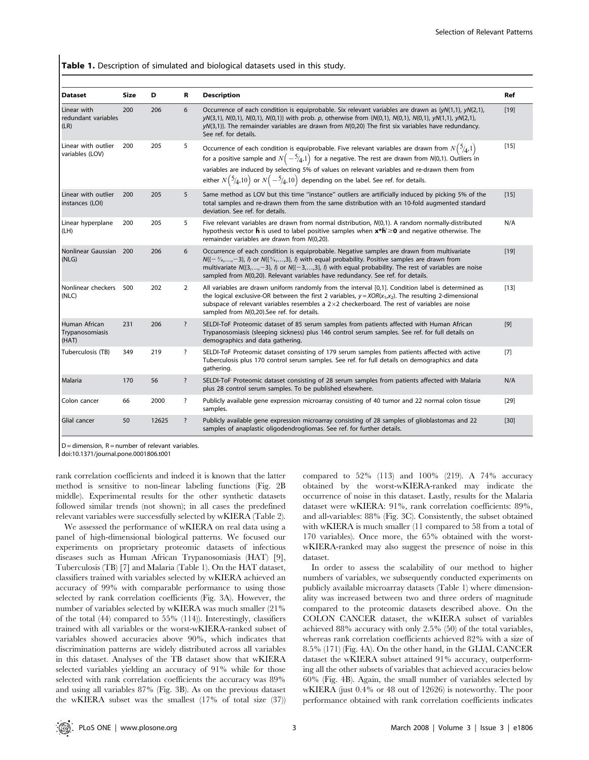**Table 1.** Description of simulated and biological datasets used in this study.

| Dataset | Size | D | R | Description | Ref |
|---|---|---|---|---|---|
| Linear with redundant variables (LR) | 200 | 206 | 6 | Occurrence of each condition is equiprobable. Six relevant variables are drawn as {$yN(1,1)$, $yN(2,1)$, $yN(3,1)$, $N(0,1)$, $N(0,1)$, $N(0,1)$} with prob. $p$, otherwise from {$N(0,1)$, $N(0,1)$, $N(0,1)$, $yN(1,1)$, $yN(2,1)$, $yN(3,1)$}. The remainder variables are drawn from $N(0,20)$ The first six variables have redundancy. See ref. for details. | [19] |
| Linear with outlier variables (LOV) | 200 | 205 | 5 | Occurrence of each condition is equiprobable. Five relevant variables are drawn from $N\left(\frac{5}{4},1\right)$ for a positive sample and $N\left(-\frac{5}{4},1\right)$ for a negative. The rest are drawn from $N(0,1)$. Outliers in variables are induced by selecting 5% of values on relevant variables and re-drawn them from either $N\left(\frac{5}{4},10\right)$ or $N\left(-\frac{5}{4},10\right)$ depending on the label. See ref. for details. | [15] |
| Linear with outlier instances (LOI) | 200 | 205 | 5 | Same method as LOV but this time "instance" outliers are artificially induced by picking 5% of the total samples and re-drawn them from the same distribution with an 10-fold augmented standard deviation. See ref. for details. | [15] |
| Linear hyperplane (LH) | 200 | 205 | 5 | Five relevant variables are drawn from normal distribution, $N(0,1)$. A random normally-distributed hypothesis vector $\mathbf{h}$ is used to label positive samples when $\mathbf{x}^*\mathbf{h}' \geq \mathbf{0}$ and negative otherwise. The remainder variables are drawn from $N(0,20)$. | N/A |
| Nonlinear Gaussian (NLG) | 200 | 206 | 6 | Occurrence of each condition is equiprobable. Negative samples are drawn from multivariate $N(\{-\frac{3}{4},\ldots,-3\}, I)$ or $N(\{\frac{3}{4},\ldots,3\}, I)$ with equal probability. Positive samples are drawn from multivariate $N(\{3,\ldots,-3\}, I)$ or $N(\{-3,\ldots,3\}, I)$ with equal probability. The rest of variables are noise sampled from $N(0,20)$. Relevant variables have redundancy. See ref. for details. | [19] |
| Nonlinear checkers (NLC) | 500 | 202 | 2 | All variables are drawn uniform randomly from the interval [0,1]. Condition label is determined as the logical exclusive-OR between the first 2 variables, $y = XOR(x_1,x_2)$. The resulting 2-dimensional subspace of relevant variables resembles a 2×2 checkerboard. The rest of variables are noise sampled from $N(0,20)$.See ref. for details. | [13] |
| Human African Trypanosomiasis (HAT) | 231 | 206 | ? | SELDI-ToF Proteomic dataset of 85 serum samples from patients affected with Human African Trypanosomiasis (sleeping sickness) plus 146 control serum samples. See ref. for full details on demographics and data gathering. | [9] |
| Tuberculosis (TB) | 349 | 219 | ? | SELDI-ToF Proteomic dataset consisting of 179 serum samples from patients affected with active Tuberculosis plus 170 control serum samples. See ref. for full details on demographics and data gathering. | [7] |
| Malaria | 170 | 56 | ? | SELDI-ToF Proteomic dataset consisting of 28 serum samples from patients affected with Malaria plus 28 control serum samples. To be published elsewhere. | N/A |
| Colon cancer | 66 | 2000 | ? | Publicly available gene expression microarray consisting of 40 tumor and 22 normal colon tissue samples. | [29] |
| Glial cancer | 50 | 12625 | ? | Publicly available gene expression microarray consisting of 28 samples of glioblastomas and 22 samples of anaplastic oligodendrogliomas. See ref. for further details. | [30] |

D = dimension, R = number of relevant variables.
doi:10.1371/journal.pone.0001806.t001

rank correlation coefficients and indeed it is known that the latter method is sensitive to non-linear labeling functions (Fig. 2B middle). Experimental results for the other synthetic datasets followed similar trends (not shown); in all cases the predefined relevant variables were successfully selected by wKIERA (Table 2).

We assessed the performance of wKIERA on real data using a panel of high-dimensional biological patterns. We focused our experiments on proprietary proteomic datasets of infectious diseases such as Human African Trypanosomiasis (HAT) [9], Tuberculosis (TB) [7] and Malaria (Table 1). On the HAT dataset, classifiers trained with variables selected by wKIERA achieved an accuracy of 99% with comparable performance to using those selected by rank correlation coefficients (Fig. 3A). However, the number of variables selected by wKIERA was much smaller (21% of the total (44) compared to 55% (114)). Interestingly, classifiers trained with all variables or the worst-wKIERA-ranked subset of variables showed accuracies above 90%, which indicates that discrimination patterns are widely distributed across all variables in this dataset. Analyses of the TB dataset show that wKIERA selected variables yielding an accuracy of 91% while for those selected with rank correlation coefficients the accuracy was 89% and using all variables 87% (Fig. 3B). As on the previous dataset the wKIERA subset was the smallest (17% of total size (37)) compared to 52% (113) and 100% (219). A 74% accuracy obtained by the worst-wKIERA-ranked may indicate the occurrence of noise in this dataset. Lastly, results for the Malaria dataset were wKIERA: 91%, rank correlation coefficients: 89%, and all-variables: 88% (Fig. 3C). Consistently, the subset obtained with wKIERA is much smaller (11 compared to 58 from a total of 170 variables). Once more, the 65% obtained with the worst-wKIERA-ranked may also suggest the presence of noise in this dataset.

In order to assess the scalability of our method to higher numbers of variables, we subsequently conducted experiments on publicly available microarray datasets (Table 1) where dimensionality was increased between two and three orders of magnitude compared to the proteomic datasets described above. On the COLON CANCER dataset, the wKIERA subset of variables achieved 88% accuracy with only 2.5% (50) of the total variables, whereas rank correlation coefficients achieved 82% with a size of 8.5% (171) (Fig. 4A). On the other hand, in the GLIAL CANCER dataset the wKIERA subset attained 91% accuracy, outperforming all the other subsets of variables that achieved accuracies below 60% (Fig. 4B). Again, the small number of variables selected by wKIERA (just 0.4% or 48 out of 12626) is noteworthy. The poor performance obtained with rank correlation coefficients indicates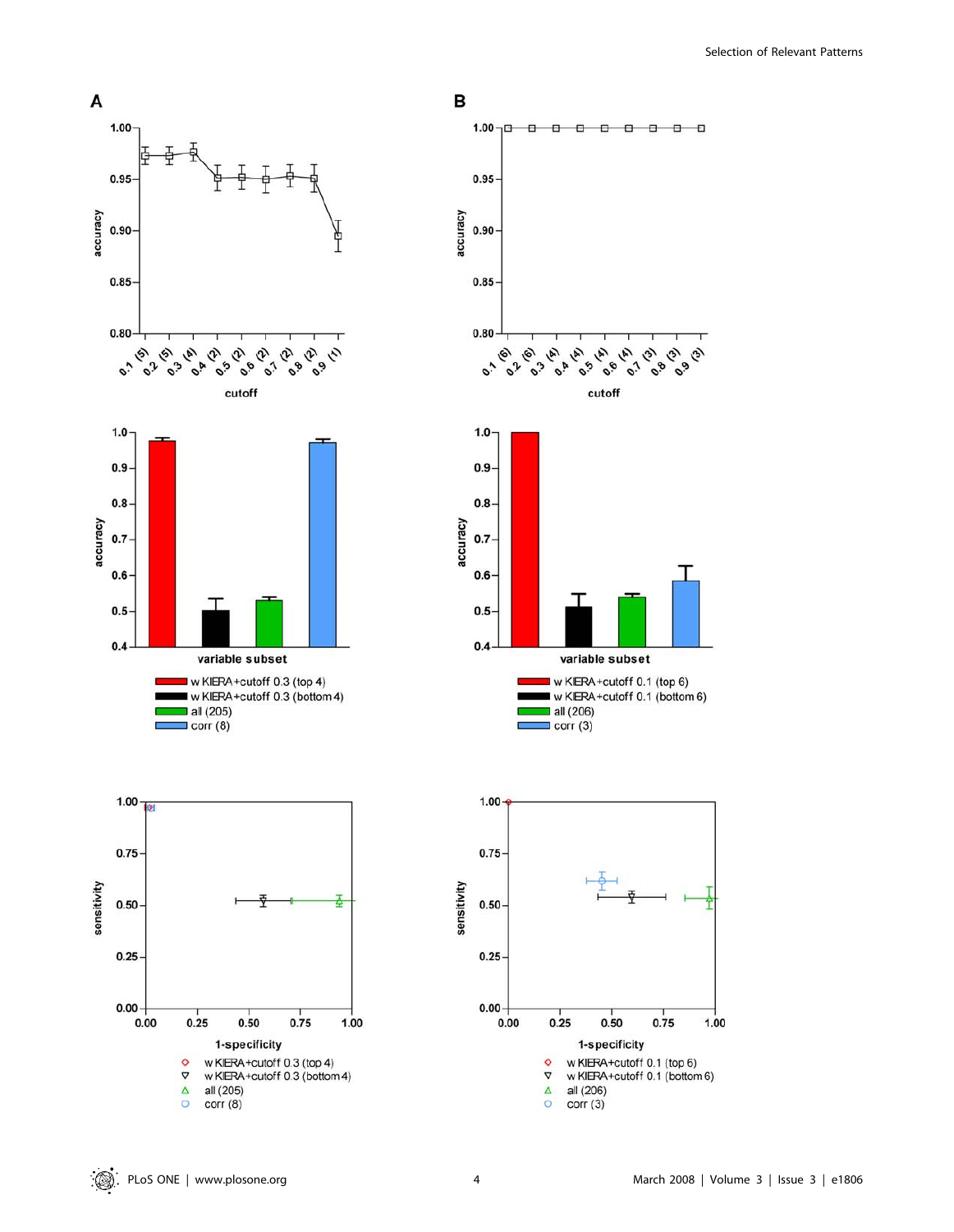**A**

**B**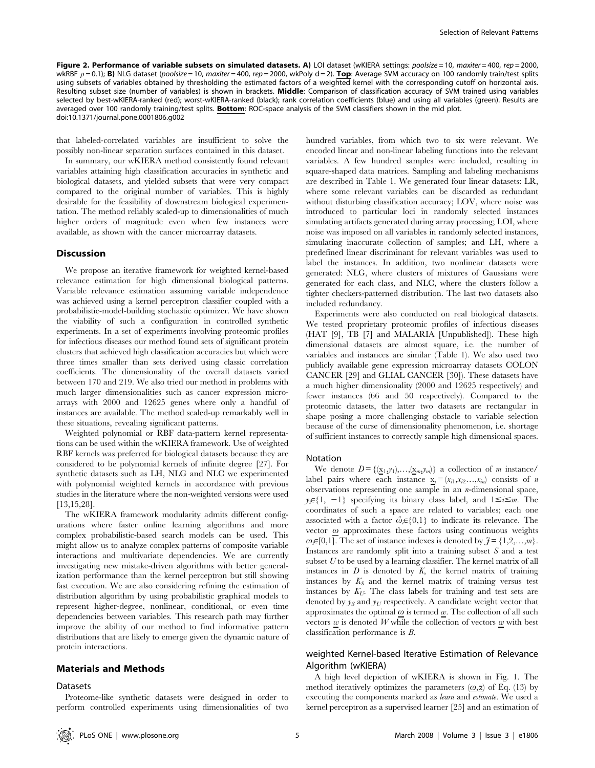**Figure 2. Performance of variable subsets on simulated datasets. A)** LOI dataset (wKIERA settings: *poolsize* = 10, *maxiter* = 400, *rep* = 2000, wkRBF $\rho = 0.1$); **B)** NLG dataset (*poolsize* = 10, *maxiter* = 400, *rep* = 2000, wkPoly d = 2). **Top**: Average SVM accuracy on 100 randomly train/test splits using subsets of variables obtained by thresholding the estimated factors of a weighted kernel with the corresponding cutoff on horizontal axis. Resulting subset size (number of variables) is shown in brackets. **Middle**: Comparison of classification accuracy of SVM trained using variables selected by best-wKIERA-ranked (red); worst-wKIERA-ranked (black); rank correlation coefficients (blue) and using all variables (green). Results are averaged over 100 randomly training/test splits. **Bottom**: ROC-space analysis of the SVM classifiers shown in the mid plot.
doi:10.1371/journal.pone.0001806.g002

that labeled-correlated variables are insufficient to solve the possibly non-linear separation surfaces contained in this dataset.

In summary, our wKIERA method consistently found relevant variables attaining high classification accuracies in synthetic and biological datasets, and yielded subsets that were very compact compared to the original number of variables. This is highly desirable for the feasibility of downstream biological experimentation. The method reliably scaled-up to dimensionalities of much higher orders of magnitude even when few instances were available, as shown with the cancer microarray datasets.

## Discussion

We propose an iterative framework for weighted kernel-based relevance estimation for high dimensional biological patterns. Variable relevance estimation assuming variable independence was achieved using a kernel perceptron classifier coupled with a probabilistic-model-building stochastic optimizer. We have shown the viability of such a configuration in controlled synthetic experiments. In a set of experiments involving proteomic profiles for infectious diseases our method found sets of significant protein clusters that achieved high classification accuracies but which were three times smaller than sets derived using classic correlation coefficients. The dimensionality of the overall datasets varied between 170 and 219. We also tried our method in problems with much larger dimensionalities such as cancer expression microarrays with 2000 and 12625 genes where only a handful of instances are available. The method scaled-up remarkably well in these situations, revealing significant patterns.

Weighted polynomial or RBF data-pattern kernel representations can be used within the wKIERA framework. Use of weighted RBF kernels was preferred for biological datasets because they are considered to be polynomial kernels of infinite degree [27]. For synthetic datasets such as LH, NLG and NLC we experimented with polynomial weighted kernels in accordance with previous studies in the literature where the non-weighted versions were used [13,15,28].

The wKIERA framework modularity admits different configurations where faster online learning algorithms and more complex probabilistic-based search models can be used. This might allow us to analyze complex patterns of composite variable interactions and multivariate dependencies. We are currently investigating new mistake-driven algorithms with better generalization performance than the kernel perceptron but still showing fast execution. We are also considering refining the estimation of distribution algorithm by using probabilistic graphical models to represent higher-degree, nonlinear, conditional, or even time dependencies between variables. This research path may further improve the ability of our method to find informative pattern distributions that are likely to emerge given the dynamic nature of protein interactions.

## Materials and Methods

### Datasets

Proteome-like synthetic datasets were designed in order to perform controlled experiments using dimensionalities of two hundred variables, from which two to six were relevant. We encoded linear and non-linear labeling functions into the relevant variables. A few hundred samples were included, resulting in square-shaped data matrices. Sampling and labeling mechanisms are described in Table 1. We generated four linear datasets: LR, where some relevant variables can be discarded as redundant without disturbing classification accuracy; LOV, where noise was introduced to particular loci in randomly selected instances simulating artifacts generated during array processing; LOI, where noise was imposed on all variables in randomly selected instances, simulating inaccurate collection of samples; and LH, where a predefined linear discriminant for relevant variables was used to label the instances. In addition, two nonlinear datasets were generated: NLG, where clusters of mixtures of Gaussians were generated for each class, and NLC, where the clusters follow a tighter checkers-patterned distribution. The last two datasets also included redundancy.

Experiments were also conducted on real biological datasets. We tested proprietary proteomic profiles of infectious diseases (HAT [9], TB [7] and MALARIA [Unpublished]). These high dimensional datasets are almost square, i.e. the number of variables and instances are similar (Table 1). We also used two publicly available gene expression microarray datasets COLON CANCER [29] and GLIAL CANCER [30]). These datasets have a much higher dimensionality (2000 and 12625 respectively) and fewer instances (66 and 50 respectively). Compared to the proteomic datasets, the latter two datasets are rectangular in shape posing a more challenging obstacle to variable selection because of the curse of dimensionality phenomenon, i.e. shortage of sufficient instances to correctly sample high dimensional spaces.

### Notation

We denote $D = \{(\underline{x}_1, y_1), \ldots, (\underline{x}_m, y_m)\}$ a collection of $m$ instance/label pairs where each instance $\underline{x}_i = \langle x_{i1}, x_{i2} \ldots, x_{in} \rangle$ consists of $n$ observations representing one sample in an $n$-dimensional space, $y_i \in \{1, -1\}$ specifying its binary class label, and $1 \le i \le m$. The coordinates of such a space are related to variables; each one associated with a factor $\hat{\omega}_i \in \{0,1\}$ to indicate its relevance. The vector $\underline{\omega}$ approximates these factors using continuous weights $\omega_i \in [0,1]$. The set of instance indexes is denoted by $\mathcal{J} = \{1, 2, \ldots, m\}$. Instances are randomly split into a training subset $S$ and a test subset $U$ to be used by a learning classifier. The kernel matrix of all instances in $D$ is denoted by $K$, the kernel matrix of training instances by $K_S$ and the kernel matrix of training versus test instances by $K_U$. The class labels for training and test sets are denoted by $y_S$ and $y_U$ respectively. A candidate weight vector that approximates the optimal $\underline{\omega}$ is termed $\underline{w}$. The collection of all such vectors $\underline{w}$ is denoted $W$ while the collection of vectors $\underline{w}$ with best classification performance is $B$.

### weighted Kernel-based Iterative Estimation of Relevance Algorithm (wKIERA)

A high level depiction of wKIERA is shown in Fig. 1. The method iteratively optimizes the parameters $(\underline{\omega}, \underline{\alpha})$ of Eq. (13) by executing the components marked as *learn* and *estimate*. We used a kernel perceptron as a supervised learner [25] and an estimation of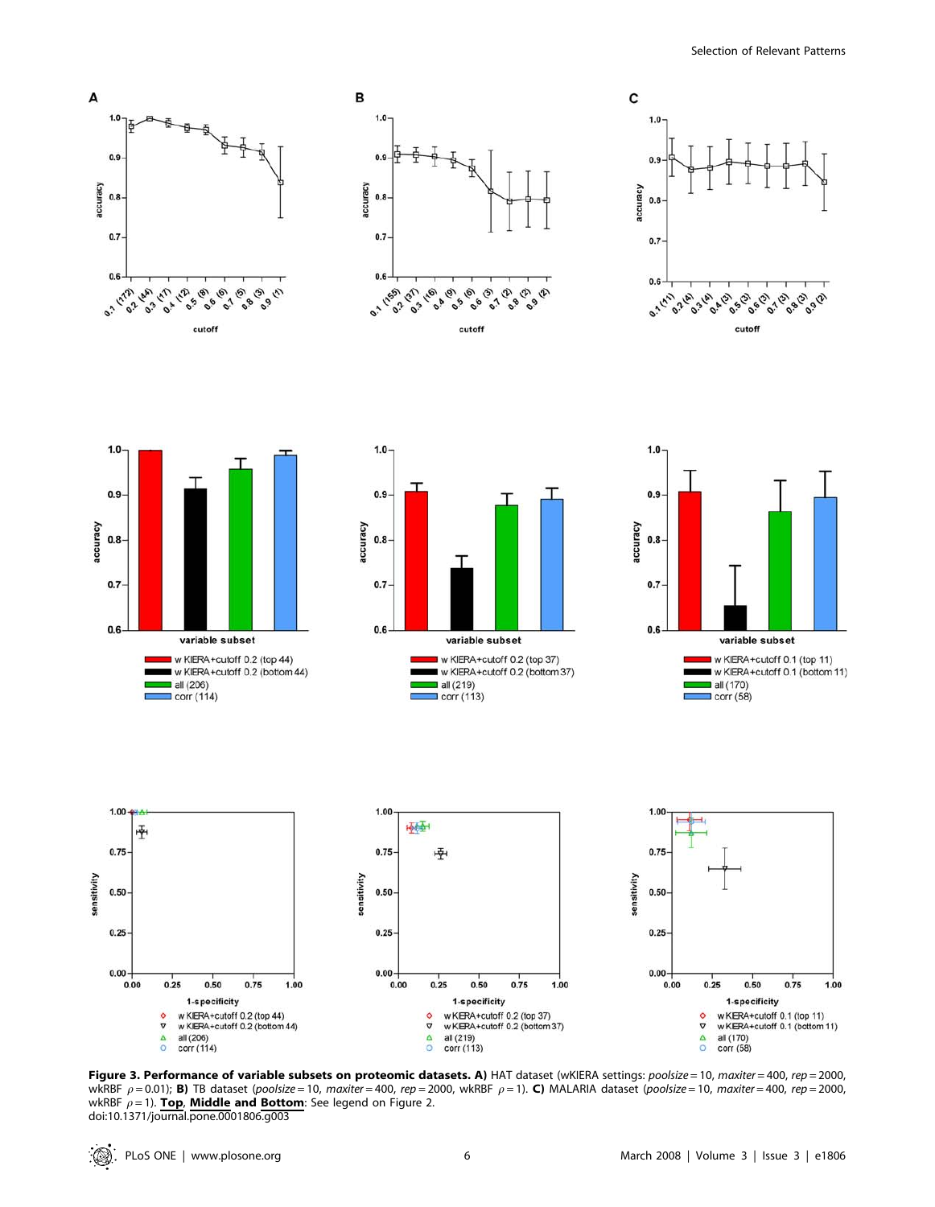**Figure 3. Performance of variable subsets on proteomic datasets. A)** HAT dataset (wKIERA settings: *poolsize* = 10, *maxiter* = 400, *rep* = 2000, wkRBF $\rho = 0.01$); **B)** TB dataset (*poolsize* = 10, *maxiter* = 400, *rep* = 2000, wkRBF $\rho = 1$). **C)** MALARIA dataset (*poolsize* = 10, *maxiter* = 400, *rep* = 2000, wkRBF $\rho = 1$). **Top**, **Middle and Bottom**: See legend on Figure 2.
doi:10.1371/journal.pone.0001806.g003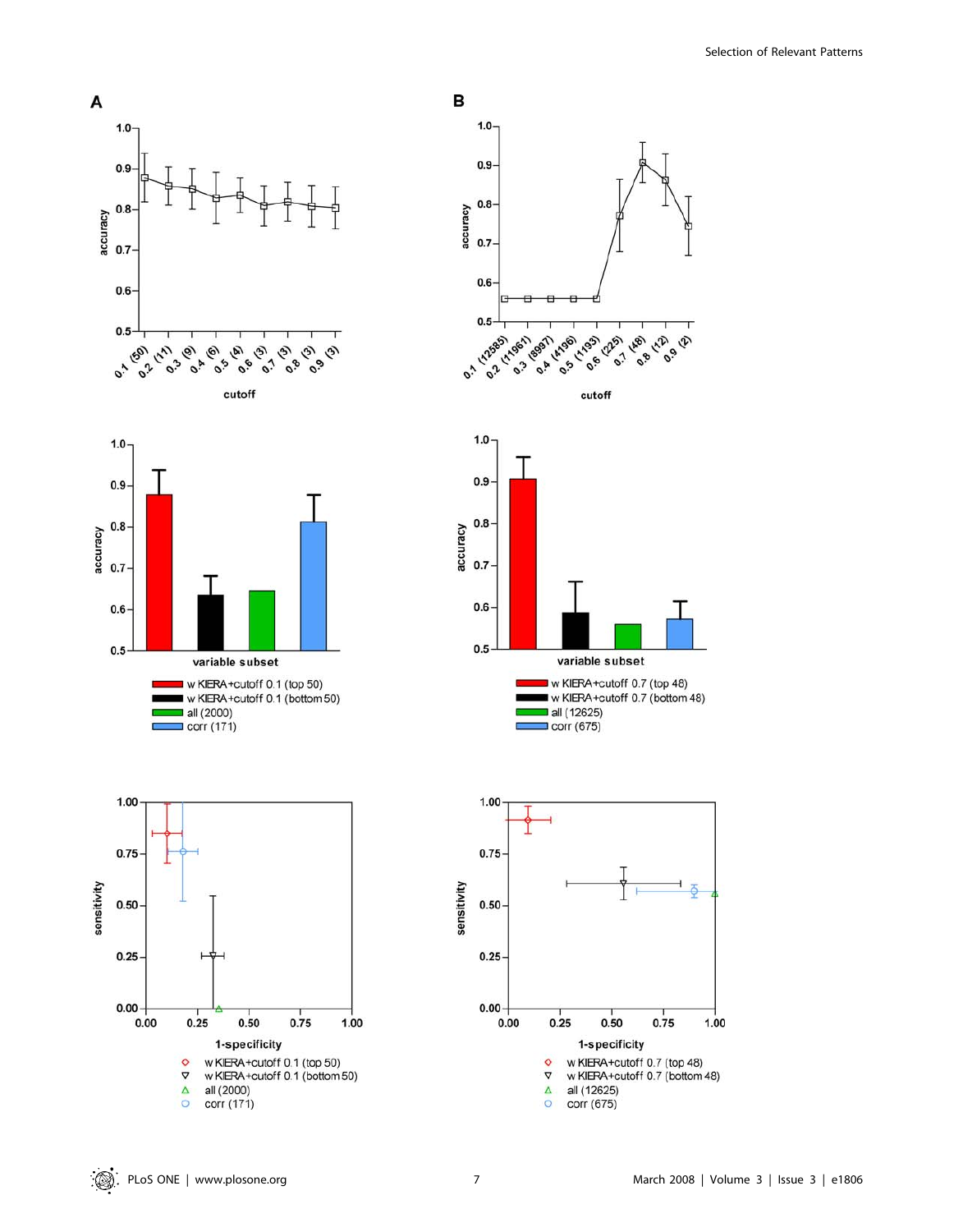A

B

w KIERA+cutoff 0.1 (top 50)
w KIERA+cutoff 0.1 (bottom 50)
all (2000)
corr (171)

w KIERA+cutoff 0.7 (top 48)
w KIERA+cutoff 0.7 (bottom 48)
all (12625)
corr (675)

w KIERA+cutoff 0.1 (top 50)
w KIERA+cutoff 0.1 (bottom 50)
all (2000)
corr (171)

w KIERA+cutoff 0.7 (top 48)
w KIERA+cutoff 0.7 (bottom 48)
all (12625)
corr (675)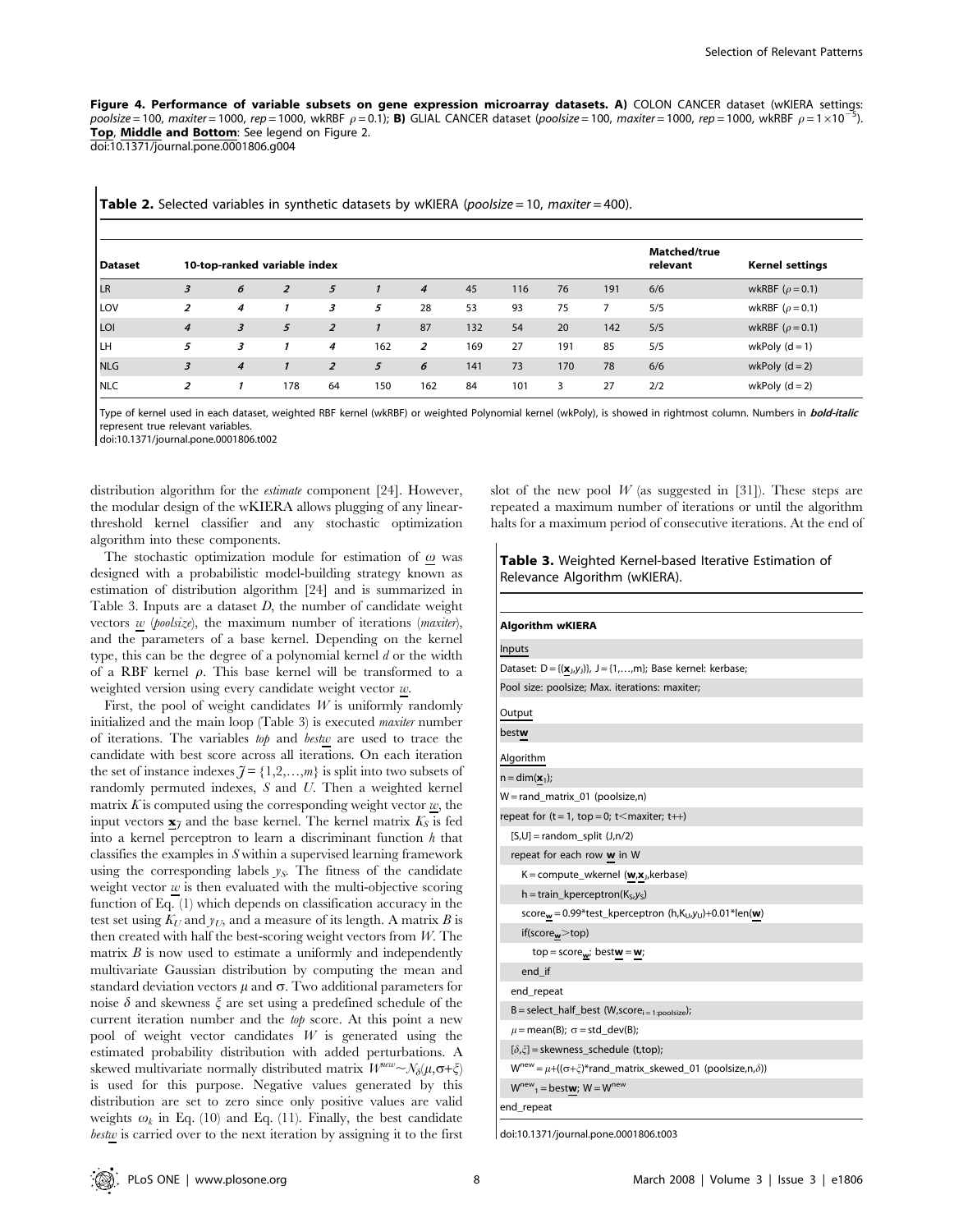**Figure 4. Performance of variable subsets on gene expression microarray datasets. A)** COLON CANCER dataset (wKIERA settings: *poolsize* = 100, *maxiter* = 1000, *rep* = 1000, wkRBF $\rho = 0.1$); **B)** GLIAL CANCER dataset (*poolsize* = 100, *maxiter* = 1000, *rep* = 1000, wkRBF $\rho = 1\times10^{-5}$). **Top**, **Middle and Bottom**: See legend on Figure 2.
doi:10.1371/journal.pone.0001806.g004

**Table 2.** Selected variables in synthetic datasets by wKIERA (*poolsize* = 10, *maxiter* = 400).

| Dataset | 10-top-ranked variable index | | | | | | | | | | Matched/true relevant | Kernel settings |
|---|---|---|---|---|---|---|---|---|---|---|---|---|
| LR | ***3*** | ***6*** | ***2*** | ***5*** | ***1*** | ***4*** | 45 | 116 | 76 | 191 | 6/6 | wkRBF ($\rho = 0.1$) |
| LOV | ***2*** | ***4*** | ***1*** | ***3*** | ***5*** | 28 | 53 | 93 | 75 | 7 | 5/5 | wkRBF ($\rho = 0.1$) |
| LOI | ***4*** | ***3*** | ***5*** | ***2*** | ***1*** | 87 | 132 | 54 | 20 | 142 | 5/5 | wkRBF ($\rho = 0.1$) |
| LH | ***5*** | ***3*** | ***1*** | ***4*** | 162 | ***2*** | 169 | 27 | 191 | 85 | 5/5 | wkPoly (d = 1) |
| NLG | ***3*** | ***4*** | ***1*** | ***2*** | ***5*** | ***6*** | 141 | 73 | 170 | 78 | 6/6 | wkPoly (d = 2) |
| NLC | ***2*** | ***1*** | 178 | 64 | 150 | 162 | 84 | 101 | 3 | 27 | 2/2 | wkPoly (d = 2) |

Type of kernel used in each dataset, weighted RBF kernel (wkRBF) or weighted Polynomial kernel (wkPoly), is showed in rightmost column. Numbers in ***bold-italic*** represent true relevant variables.
doi:10.1371/journal.pone.0001806.t002

distribution algorithm for the *estimate* component [24]. However, the modular design of the wKIERA allows plugging of any linear-threshold kernel classifier and any stochastic optimization algorithm into these components.

The stochastic optimization module for estimation of $\underline{\omega}$ was designed with a probabilistic model-building strategy known as estimation of distribution algorithm [24] and is summarized in Table 3. Inputs are a dataset $D$, the number of candidate weight vectors $\underline{w}$ (*poolsize*), the maximum number of iterations (*maxiter*), and the parameters of a base kernel. Depending on the kernel type, this can be the degree of a polynomial kernel $d$ or the width of a RBF kernel $\rho$. This base kernel will be transformed to a weighted version using every candidate weight vector $\underline{w}$.

First, the pool of weight candidates $W$ is uniformly randomly initialized and the main loop (Table 3) is executed *maxiter* number of iterations. The variables *top* and *best*$\underline{w}$ are used to trace the candidate with best score across all iterations. On each iteration the set of instance indexes $\mathcal{J} = \{1,2,\ldots,m\}$ is split into two subsets of randomly permuted indexes, $S$ and $U$. Then a weighted kernel matrix $K$ is computed using the corresponding weight vector $\underline{w}$, the input vectors $\underline{\mathbf{x}}_{\mathcal{J}}$ and the base kernel. The kernel matrix $K_S$ is fed into a kernel perceptron to learn a discriminant function $h$ that classifies the examples in $S$ within a supervised learning framework using the corresponding labels $y_S$. The fitness of the candidate weight vector $\underline{w}$ is then evaluated with the multi-objective scoring function of Eq. (1) which depends on classification accuracy in the test set using $K_U$ and $y_U$, and a measure of its length. A matrix $B$ is then created with half the best-scoring weight vectors from $W$. The matrix $B$ is now used to estimate a uniformly and independently multivariate Gaussian distribution by computing the mean and standard deviation vectors $\mu$ and $\sigma$. Two additional parameters for noise $\delta$ and skewness $\xi$ are set using a predefined schedule of the current iteration number and the *top* score. At this point a new pool of weight vector candidates $W$ is generated using the estimated probability distribution with added perturbations. A skewed multivariate normally distributed matrix $W^{new} \sim \mathcal{N}_{\delta}(\mu, \sigma+\xi)$ is used for this purpose. Negative values generated by this distribution are set to zero since only positive values are valid weights $\omega_k$ in Eq. (10) and Eq. (11). Finally, the best candidate *best*$\underline{w}$ is carried over to the next iteration by assigning it to the first slot of the new pool $W$ (as suggested in [31]). These steps are repeated a maximum number of iterations or until the algorithm halts for a maximum period of consecutive iterations. At the end of

**Table 3.** Weighted Kernel-based Iterative Estimation of Relevance Algorithm (wKIERA).

```
Algorithm wKIERA

Inputs
Dataset: D = {(x_j,y_j)}, J = {1,...,m}; Base kernel: kerbase;
Pool size: poolsize; Max. iterations: maxiter;

Output
bestw

Algorithm
n = dim(x_1);
W = rand_matrix_01 (poolsize,n)
repeat for (t = 1, top = 0; t<maxiter; t++)
  [S,U] = random_split (J,n/2)
  repeat for each row w in W
    K = compute_wkernel (w,x_J,kerbase)
    h = train_kperceptron(K_S,y_S)
    score_w = 0.99*test_kperceptron (h,K_U,y_U)+0.01*len(w)
    if(score_w>top)
      top = score_w; bestw = w;
    end_if
  end_repeat
  B = select_half_best (W,score_{t=1:poolsize});
  μ = mean(B); σ = std_dev(B);
  [δ,ξ] = skewness_schedule (t,top);
  W^new = μ+((σ+ξ)*rand_matrix_skewed_01 (poolsize,n,δ))
  W^new_1 = bestw; W = W^new
end_repeat
```

doi:10.1371/journal.pone.0001806.t003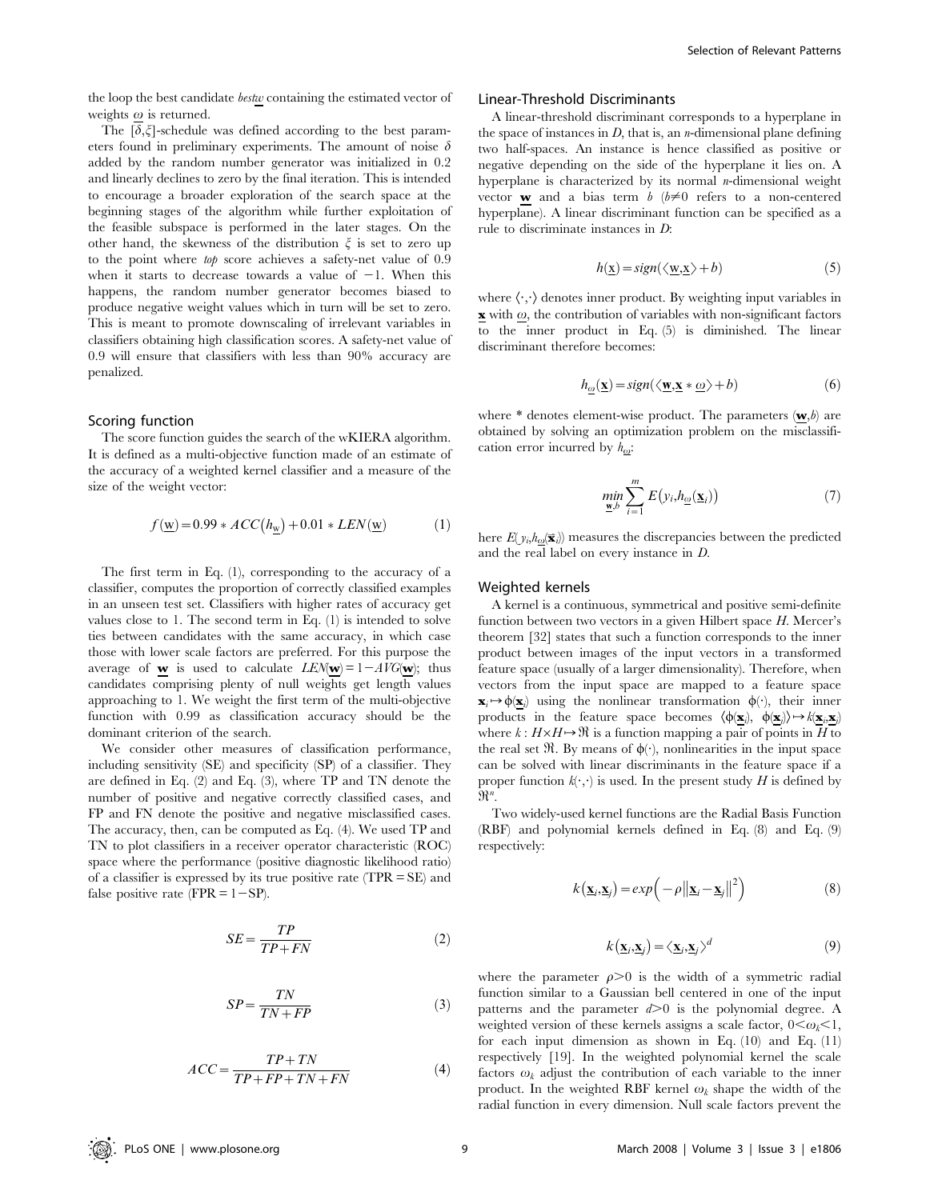the loop the best candidate *bestw* containing the estimated vector of weights $\underline{\omega}$ is returned.

The $[\delta,\xi]$-schedule was defined according to the best parameters found in preliminary experiments. The amount of noise $\delta$ added by the random number generator was initialized in 0.2 and linearly declines to zero by the final iteration. This is intended to encourage a broader exploration of the search space at the beginning stages of the algorithm while further exploitation of the feasible subspace is performed in the later stages. On the other hand, the skewness of the distribution $\xi$ is set to zero up to the point where *top* score achieves a safety-net value of 0.9 when it starts to decrease towards a value of $-1$. When this happens, the random number generator becomes biased to produce negative weight values which in turn will be set to zero. This is meant to promote downscaling of irrelevant variables in classifiers obtaining high classification scores. A safety-net value of 0.9 will ensure that classifiers with less than 90% accuracy are penalized.

### Scoring function

The score function guides the search of the wKIERA algorithm. It is defined as a multi-objective function made of an estimate of the accuracy of a weighted kernel classifier and a measure of the size of the weight vector:

$$f(\underline{\mathbf{w}}) = 0.99 * ACC(h_{\underline{\mathbf{w}}}) + 0.01 * LEN(\underline{\mathbf{w}}) \tag{1}$$

The first term in Eq. (1), corresponding to the accuracy of a classifier, computes the proportion of correctly classified examples in an unseen test set. Classifiers with higher rates of accuracy get values close to 1. The second term in Eq. (1) is intended to solve ties between candidates with the same accuracy, in which case those with lower scale factors are preferred. For this purpose the average of $\underline{\mathbf{w}}$ is used to calculate $LEN(\underline{\mathbf{w}}) = 1 - AVG(\underline{\mathbf{w}})$; thus candidates comprising plenty of null weights get length values approaching to 1. We weight the first term of the multi-objective function with 0.99 as classification accuracy should be the dominant criterion of the search.

We consider other measures of classification performance, including sensitivity (SE) and specificity (SP) of a classifier. They are defined in Eq. (2) and Eq. (3), where TP and TN denote the number of positive and negative correctly classified cases, and FP and FN denote the positive and negative misclassified cases. The accuracy, then, can be computed as Eq. (4). We used TP and TN to plot classifiers in a receiver operator characteristic (ROC) space where the performance (positive diagnostic likelihood ratio) of a classifier is expressed by its true positive rate (TPR = SE) and false positive rate (FPR = 1−SP).

$$SE = \frac{TP}{TP + FN} \tag{2}$$

$$SP = \frac{TN}{TN + FP} \tag{3}$$

$$ACC = \frac{TP + TN}{TP + FP + TN + FN} \tag{4}$$

### Linear-Threshold Discriminants

A linear-threshold discriminant corresponds to a hyperplane in the space of instances in *D*, that is, an *n*-dimensional plane defining two half-spaces. An instance is hence classified as positive or negative depending on the side of the hyperplane it lies on. A hyperplane is characterized by its normal *n*-dimensional weight vector $\underline{\mathbf{w}}$ and a bias term $b$ ($b \neq 0$ refers to a non-centered hyperplane). A linear discriminant function can be specified as a rule to discriminate instances in *D*:

$$h(\underline{\mathbf{x}}) = sign(\langle \underline{\mathbf{w}}, \underline{\mathbf{x}} \rangle + b) \tag{5}$$

where $\langle \cdot,\cdot \rangle$ denotes inner product. By weighting input variables in $\underline{\mathbf{x}}$ with $\underline{\omega}$, the contribution of variables with non-significant factors to the inner product in Eq. (5) is diminished. The linear discriminant therefore becomes:

$$h_{\underline{\omega}}(\underline{\mathbf{x}}) = sign(\langle \underline{\mathbf{w}}, \underline{\mathbf{x}} * \underline{\omega} \rangle + b) \tag{6}$$

where * denotes element-wise product. The parameters $(\underline{\mathbf{w}}, b)$ are obtained by solving an optimization problem on the misclassification error incurred by $h_{\underline{\omega}}$:

$$\min_{\underline{\mathbf{w}}, b} \sum_{i=1}^{m} E\left(y_i, h_{\underline{\omega}}(\underline{\mathbf{x}}_i)\right) \tag{7}$$

here $E(y_i, h_{\underline{\omega}}(\underline{\mathbf{x}}_i))$ measures the discrepancies between the predicted and the real label on every instance in *D*.

### Weighted kernels

A kernel is a continuous, symmetrical and positive semi-definite function between two vectors in a given Hilbert space *H*. Mercer's theorem [32] states that such a function corresponds to the inner product between images of the input vectors in a transformed feature space (usually of a larger dimensionality). Therefore, when vectors from the input space are mapped to a feature space $\underline{\mathbf{x}}_i \mapsto \phi(\underline{\mathbf{x}}_i)$ using the nonlinear transformation $\phi(\cdot)$, their inner products in the feature space becomes $\langle \phi(\underline{\mathbf{x}}_i), \phi(\underline{\mathbf{x}}_j) \rangle \mapsto k(\underline{\mathbf{x}}_i, \underline{\mathbf{x}}_j)$ where $k: H \times H \mapsto \Re$ is a function mapping a pair of points in *H* to the real set $\Re$. By means of $\phi(\cdot)$, nonlinearities in the input space can be solved with linear discriminants in the feature space if a proper function $k(\cdot,\cdot)$ is used. In the present study *H* is defined by $\Re^n$.

Two widely-used kernel functions are the Radial Basis Function (RBF) and polynomial kernels defined in Eq. (8) and Eq. (9) respectively:

$$k(\underline{\mathbf{x}}_i, \underline{\mathbf{x}}_j) = exp\left(-\rho \left\| \underline{\mathbf{x}}_i - \underline{\mathbf{x}}_j \right\|^2\right) \tag{8}$$

$$k(\underline{\mathbf{x}}_i, \underline{\mathbf{x}}_j) = \langle \underline{\mathbf{x}}_i, \underline{\mathbf{x}}_j \rangle^d \tag{9}$$

where the parameter $\rho > 0$ is the width of a symmetric radial function similar to a Gaussian bell centered in one of the input patterns and the parameter $d > 0$ is the polynomial degree. A weighted version of these kernels assigns a scale factor, $0 < \omega_k < 1$, for each input dimension as shown in Eq. (10) and Eq. (11) respectively [19]. In the weighted polynomial kernel the scale factors $\omega_k$ adjust the contribution of each variable to the inner product. In the weighted RBF kernel $\omega_k$ shape the width of the radial function in every dimension. Null scale factors prevent the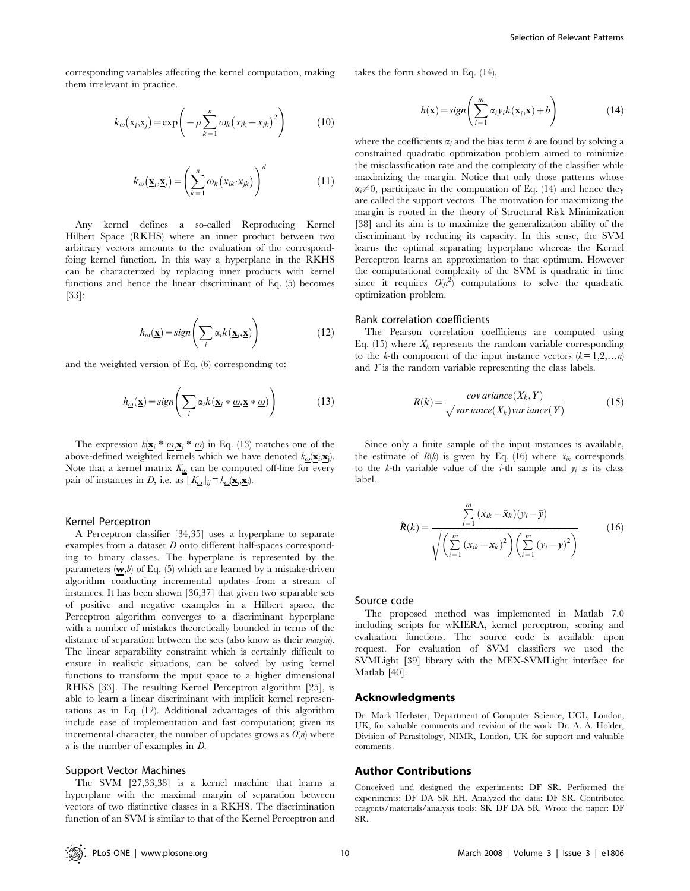corresponding variables affecting the kernel computation, making them irrelevant in practice.

$$k_{\omega}(\underline{\mathbf{x}}_i,\underline{\mathbf{x}}_j)=\exp\left(-\rho\sum_{k=1}^{n}\omega_k(x_{ik}-x_{jk})^2\right) \tag{10}$$

$$k_{\omega}(\underline{\mathbf{x}}_i,\underline{\mathbf{x}}_j)=\left(\sum_{k=1}^{n}\omega_k(x_{ik}\cdot x_{jk})\right)^d \tag{11}$$

Any kernel defines a so-called Reproducing Kernel Hilbert Space (RKHS) where an inner product between two arbitrary vectors amounts to the evaluation of the correspondfoing kernel function. In this way a hyperplane in the RKHS can be characterized by replacing inner products with kernel functions and hence the linear discriminant of Eq. (5) becomes [33]:

$$h_{\underline{\omega}}(\underline{\mathbf{x}})=sign\left(\sum_i \alpha_i k(\underline{\mathbf{x}}_i,\underline{\mathbf{x}})\right) \tag{12}$$

and the weighted version of Eq. (6) corresponding to:

$$h_{\underline{\omega}}(\underline{\mathbf{x}})=sign\left(\sum_i \alpha_i k(\underline{\mathbf{x}}_j*\underline{\omega},\underline{\mathbf{x}}*\underline{\omega})\right) \tag{13}$$

The expression $k(\underline{\mathbf{x}}_i*\underline{\omega},\underline{\mathbf{x}}_j*\underline{\omega})$ in Eq. (13) matches one of the above-defined weighted kernels which we have denoted $k_{\underline{\omega}}(\underline{\mathbf{x}}_i,\underline{\mathbf{x}}_j)$. Note that a kernel matrix $K_{\underline{\omega}}$ can be computed off-line for every pair of instances in $D$, i.e. as $\lfloor K_{\underline{\omega}}\rfloor_{ij}=k_{\underline{\omega}}(\underline{\mathbf{x}}_i,\underline{\mathbf{x}}_j)$.

### Kernel Perceptron

A Perceptron classifier [34,35] uses a hyperplane to separate examples from a dataset $D$ onto different half-spaces corresponding to binary classes. The hyperplane is represented by the parameters $(\underline{\mathbf{w}},b)$ of Eq. (5) which are learned by a mistake-driven algorithm conducting incremental updates from a stream of instances. It has been shown [36,37] that given two separable sets of positive and negative examples in a Hilbert space, the Perceptron algorithm converges to a discriminant hyperplane with a number of mistakes theoretically bounded in terms of the distance of separation between the sets (also know as their *margin*). The linear separability constraint which is certainly difficult to ensure in realistic situations, can be solved by using kernel functions to transform the input space to a higher dimensional RHKS [33]. The resulting Kernel Perceptron algorithm [25], is able to learn a linear discriminant with implicit kernel representations as in Eq. (12). Additional advantages of this algorithm include ease of implementation and fast computation; given its incremental character, the number of updates grows as $O(n)$ where $n$ is the number of examples in $D$.

### Support Vector Machines

The SVM [27,33,38] is a kernel machine that learns a hyperplane with the maximal margin of separation between vectors of two distinctive classes in a RKHS. The discrimination function of an SVM is similar to that of the Kernel Perceptron and takes the form showed in Eq. (14),

$$h(\underline{\mathbf{x}})=sign\left(\sum_{i=1}^{m}\alpha_i y_i k(\underline{\mathbf{x}}_i,\underline{\mathbf{x}})+b\right) \tag{14}$$

where the coefficients $\alpha_i$ and the bias term $b$ are found by solving a constrained quadratic optimization problem aimed to minimize the misclassification rate and the complexity of the classifier while maximizing the margin. Notice that only those patterns whose $\alpha_i\neq 0$, participate in the computation of Eq. (14) and hence they are called the support vectors. The motivation for maximizing the margin is rooted in the theory of Structural Risk Minimization [38] and its aim is to maximize the generalization ability of the discriminant by reducing its capacity. In this sense, the SVM learns the optimal separating hyperplane whereas the Kernel Perceptron learns an approximation to that optimum. However the computational complexity of the SVM is quadratic in time since it requires $O(n^2)$ computations to solve the quadratic optimization problem.

### Rank correlation coefficients

The Pearson correlation coefficients are computed using Eq. (15) where $X_k$ represents the random variable corresponding to the $k$-th component of the input instance vectors $(k=1,2,\ldots n)$ and $Y$ is the random variable representing the class labels.

$$R(k)=\frac{cov\,ariance(X_k,Y)}{\sqrt{var\,iance(X_k)var\,iance(Y)}} \tag{15}$$

Since only a finite sample of the input instances is available, the estimate of $R(k)$ is given by Eq. (16) where $x_{ik}$ corresponds to the $k$-th variable value of the $i$-th sample and $y_i$ is its class label.

$$\hat{R}(k)=\frac{\sum_{i=1}^{m}(x_{ik}-\bar{x}_k)(y_i-\bar{y})}{\sqrt{\left(\sum_{i=1}^{m}(x_{ik}-\bar{x}_k)^2\right)\left(\sum_{i=1}^{m}(y_i-\bar{y})^2\right)}} \tag{16}$$

### Source code

The proposed method was implemented in Matlab 7.0 including scripts for wKIERA, kernel perceptron, scoring and evaluation functions. The source code is available upon request. For evaluation of SVM classifiers we used the SVMLight [39] library with the MEX-SVMLight interface for Matlab [40].

## Acknowledgments

Dr. Mark Herbster, Department of Computer Science, UCL, London, UK, for valuable comments and revision of the work. Dr. A. A. Holder, Division of Parasitology, NIMR, London, UK for support and valuable comments.

## Author Contributions

Conceived and designed the experiments: DF SR. Performed the experiments: DF DA SR EH. Analyzed the data: DF SR. Contributed reagents/materials/analysis tools: SK DF DA SR. Wrote the paper: DF SR.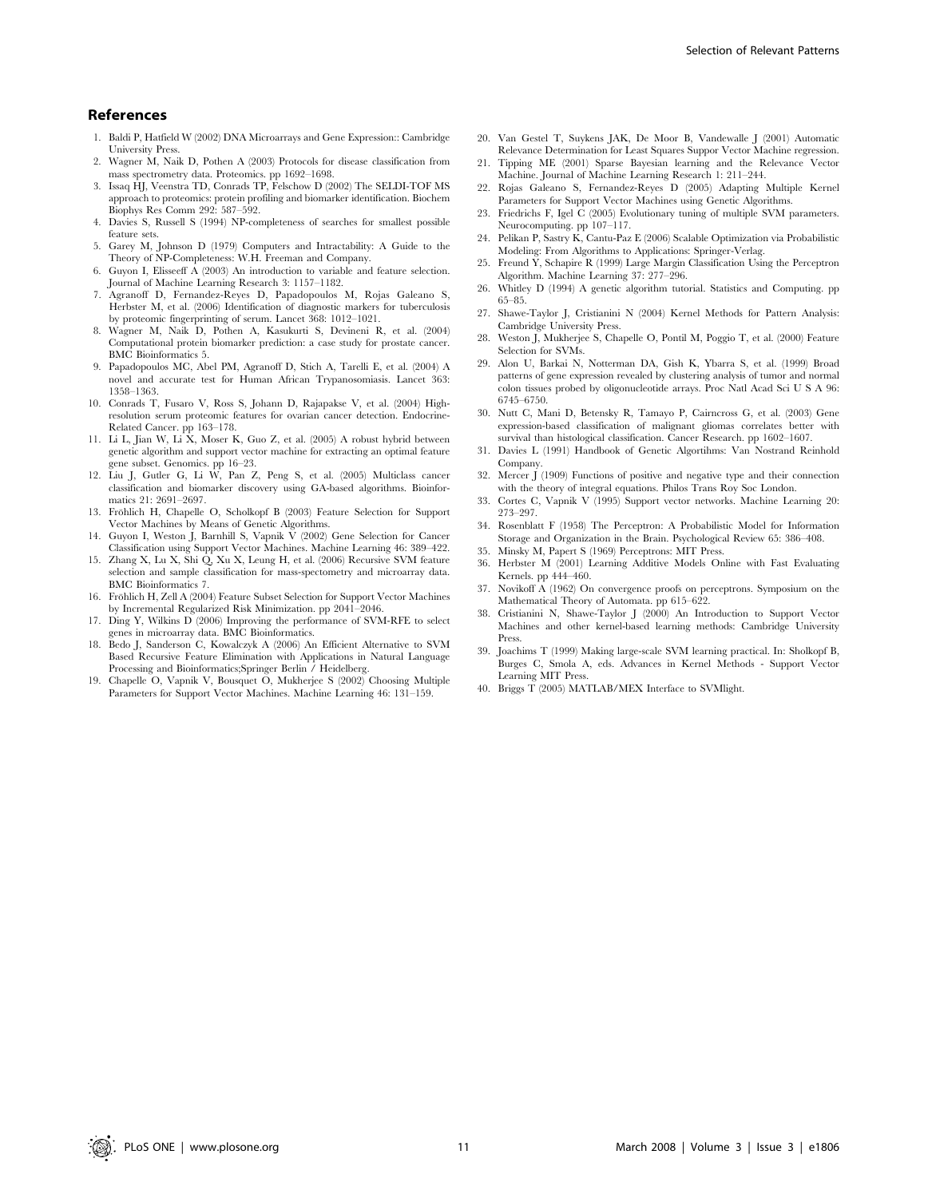## References

1. Baldi P, Hatfield W (2002) DNA Microarrays and Gene Expression:: Cambridge University Press.
2. Wagner M, Naik D, Pothen A (2003) Protocols for disease classification from mass spectrometry data. Proteomics. pp 1692–1698.
3. Issaq HJ, Veenstra TD, Conrads TP, Felschow D (2002) The SELDI-TOF MS approach to proteomics: protein profiling and biomarker identification. Biochem Biophys Res Comm 292: 587–592.
4. Davies S, Russell S (1994) NP-completeness of searches for smallest possible feature sets.
5. Garey M, Johnson D (1979) Computers and Intractability: A Guide to the Theory of NP-Completeness: W.H. Freeman and Company.
6. Guyon I, Elisseeff A (2003) An introduction to variable and feature selection. Journal of Machine Learning Research 3: 1157–1182.
7. Agranoff D, Fernandez-Reyes D, Papadopoulos M, Rojas Galeano S, Herbster M, et al. (2006) Identification of diagnostic markers for tuberculosis by proteomic fingerprinting of serum. Lancet 368: 1012–1021.
8. Wagner M, Naik D, Pothen A, Kasukurti S, Devineni R, et al. (2004) Computational protein biomarker prediction: a case study for prostate cancer. BMC Bioinformatics 5.
9. Papadopoulos MC, Abel PM, Agranoff D, Stich A, Tarelli E, et al. (2004) A novel and accurate test for Human African Trypanosomiasis. Lancet 363: 1358–1363.
10. Conrads T, Fusaro V, Ross S, Johann D, Rajapakse V, et al. (2004) High-resolution serum proteomic features for ovarian cancer detection. Endocrine-Related Cancer. pp 163–178.
11. Li L, Jian W, Li X, Moser K, Guo Z, et al. (2005) A robust hybrid between genetic algorithm and support vector machine for extracting an optimal feature gene subset. Genomics. pp 16–23.
12. Liu J, Gutler G, Li W, Pan Z, Peng S, et al. (2005) Multiclass cancer classification and biomarker discovery using GA-based algorithms. Bioinformatics 21: 2691–2697.
13. Fröhlich H, Chapelle O, Scholkopf B (2003) Feature Selection for Support Vector Machines by Means of Genetic Algorithms.
14. Guyon I, Weston J, Barnhill S, Vapnik V (2002) Gene Selection for Cancer Classification using Support Vector Machines. Machine Learning 46: 389–422.
15. Zhang X, Lu X, Shi Q, Xu X, Leung H, et al. (2006) Recursive SVM feature selection and sample classification for mass-spectometry and microarray data. BMC Bioinformatics 7.
16. Fröhlich H, Zell A (2004) Feature Subset Selection for Support Vector Machines by Incremental Regularized Risk Minimization. pp 2041–2046.
17. Ding Y, Wilkins D (2006) Improving the performance of SVM-RFE to select genes in microarray data. BMC Bioinformatics.
18. Bedo J, Sanderson C, Kowalczyk A (2006) An Efficient Alternative to SVM Based Recursive Feature Elimination with Applications in Natural Language Processing and Bioinformatics;Springer Berlin / Heidelberg.
19. Chapelle O, Vapnik V, Bousquet O, Mukherjee S (2002) Choosing Multiple Parameters for Support Vector Machines. Machine Learning 46: 131–159.
20. Van Gestel T, Suykens JAK, De Moor B, Vandewalle J (2001) Automatic Relevance Determination for Least Squares Suppor Vector Machine regression.
21. Tipping ME (2001) Sparse Bayesian learning and the Relevance Vector Machine. Journal of Machine Learning Research 1: 211–244.
22. Rojas Galeano S, Fernandez-Reyes D (2005) Adapting Multiple Kernel Parameters for Support Vector Machines using Genetic Algorithms.
23. Friedrichs F, Igel C (2005) Evolutionary tuning of multiple SVM parameters. Neurocomputing. pp 107–117.
24. Pelikan P, Sastry K, Cantu-Paz E (2006) Scalable Optimization via Probabilistic Modeling: From Algorithms to Applications: Springer-Verlag.
25. Freund Y, Schapire R (1999) Large Margin Classification Using the Perceptron Algorithm. Machine Learning 37: 277–296.
26. Whitley D (1994) A genetic algorithm tutorial. Statistics and Computing. pp 65–85.
27. Shawe-Taylor J, Cristianini N (2004) Kernel Methods for Pattern Analysis: Cambridge University Press.
28. Weston J, Mukherjee S, Chapelle O, Pontil M, Poggio T, et al. (2000) Feature Selection for SVMs.
29. Alon U, Barkai N, Notterman DA, Gish K, Ybarra S, et al. (1999) Broad patterns of gene expression revealed by clustering analysis of tumor and normal colon tissues probed by oligonucleotide arrays. Proc Natl Acad Sci U S A 96: 6745–6750.
30. Nutt C, Mani D, Betensky R, Tamayo P, Cairncross G, et al. (2003) Gene expression-based classification of malignant gliomas correlates better with survival than histological classification. Cancer Research. pp 1602–1607.
31. Davies L (1991) Handbook of Genetic Algortihms: Van Nostrand Reinhold Company.
32. Mercer J (1909) Functions of positive and negative type and their connection with the theory of integral equations. Philos Trans Roy Soc London.
33. Cortes C, Vapnik V (1995) Support vector networks. Machine Learning 20: 273–297.
34. Rosenblatt F (1958) The Perceptron: A Probabilistic Model for Information Storage and Organization in the Brain. Psychological Review 65: 386–408.
35. Minsky M, Papert S (1969) Perceptrons: MIT Press.
36. Herbster M (2001) Learning Additive Models Online with Fast Evaluating Kernels. pp 444–460.
37. Novikoff A (1962) On convergence proofs on perceptrons. Symposium on the Mathematical Theory of Automata. pp 615–622.
38. Cristianini N, Shawe-Taylor J (2000) An Introduction to Support Vector Machines and other kernel-based learning methods: Cambridge University Press.
39. Joachims T (1999) Making large-scale SVM learning practical. In: Sholkopf B, Burges C, Smola A, eds. Advances in Kernel Methods - Support Vector Learning MIT Press.
40. Briggs T (2005) MATLAB/MEX Interface to SVMlight.